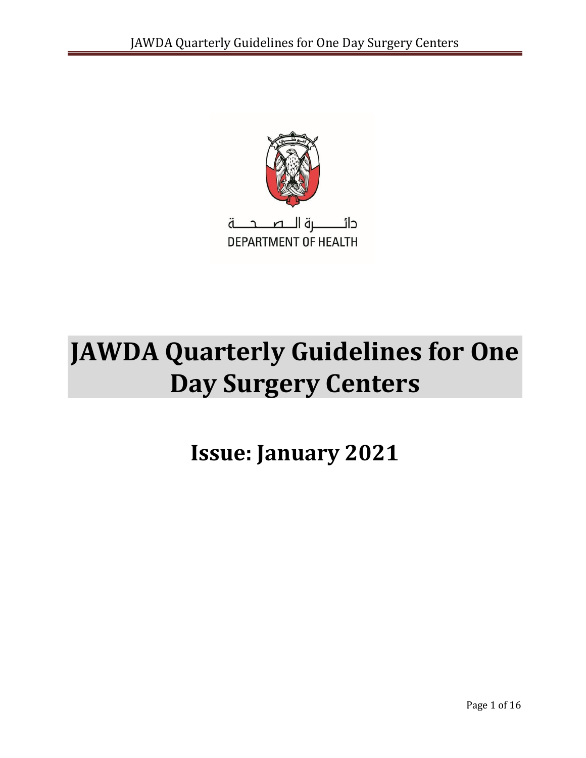دائـــــرة الـصـــحـــة
DEPARTMENT OF HEALTH

# JAWDA Quarterly Guidelines for One Day Surgery Centers

## Issue: January 2021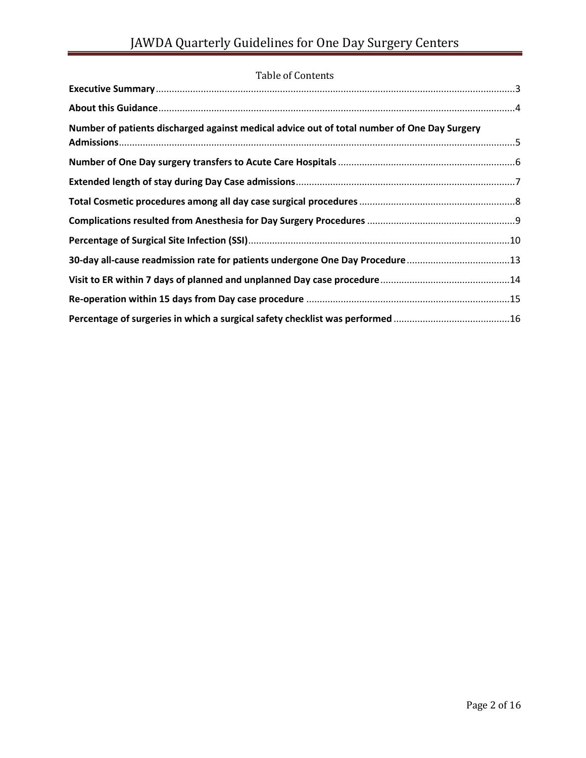Table of Contents

**Executive Summary** ........................................................................................................................ 3

**About this Guidance** ....................................................................................................................... 4

**Number of patients discharged against medical advice out of total number of One Day Surgery Admissions** ......................................................................................................................................... 5

**Number of One Day surgery transfers to Acute Care Hospitals** ................................................................... 6

**Extended length of stay during Day Case admissions** ................................................................................... 7

**Total Cosmetic procedures among all day case surgical procedures** ............................................................ 8

**Complications resulted from Anesthesia for Day Surgery Procedures** ......................................................... 9

**Percentage of Surgical Site Infection (SSI)** .................................................................................................. 10

**30-day all-cause readmission rate for patients undergone One Day Procedure** ........................................ 13

**Visit to ER within 7 days of planned and unplanned Day case procedure** .................................................. 14

**Re-operation within 15 days from Day case procedure** .............................................................................. 15

**Percentage of surgeries in which a surgical safety checklist was performed** ............................................. 16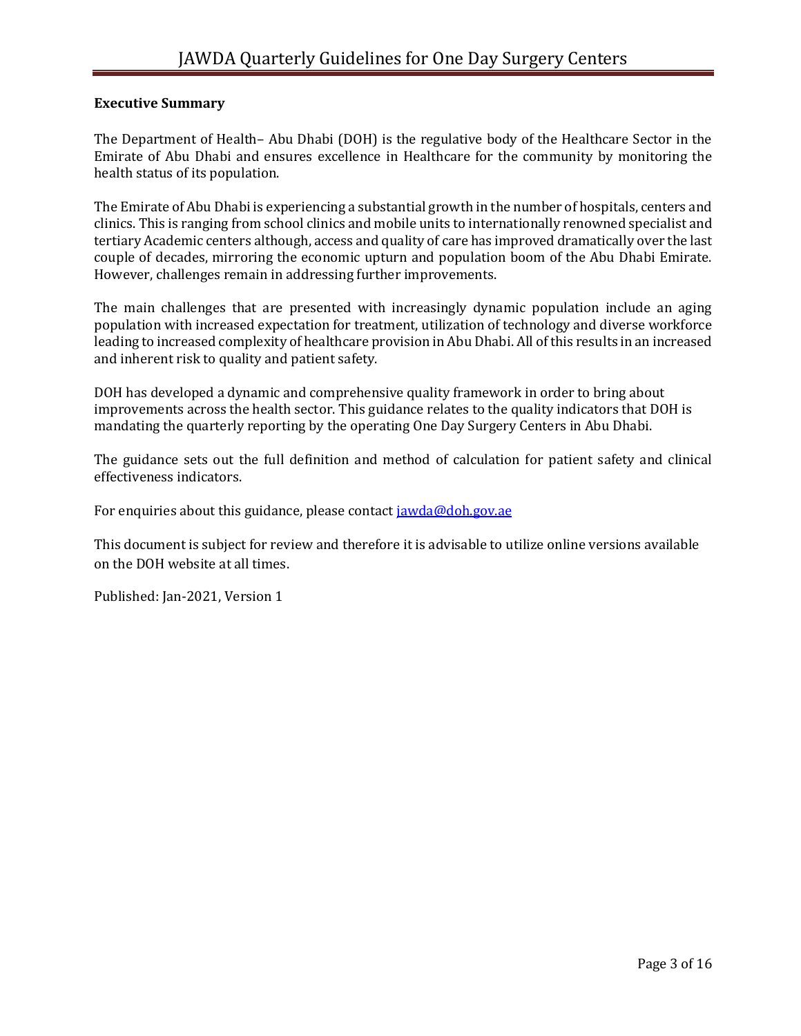**Executive Summary**

The Department of Health– Abu Dhabi (DOH) is the regulative body of the Healthcare Sector in the Emirate of Abu Dhabi and ensures excellence in Healthcare for the community by monitoring the health status of its population.

The Emirate of Abu Dhabi is experiencing a substantial growth in the number of hospitals, centers and clinics. This is ranging from school clinics and mobile units to internationally renowned specialist and tertiary Academic centers although, access and quality of care has improved dramatically over the last couple of decades, mirroring the economic upturn and population boom of the Abu Dhabi Emirate. However, challenges remain in addressing further improvements.

The main challenges that are presented with increasingly dynamic population include an aging population with increased expectation for treatment, utilization of technology and diverse workforce leading to increased complexity of healthcare provision in Abu Dhabi. All of this results in an increased and inherent risk to quality and patient safety.

DOH has developed a dynamic and comprehensive quality framework in order to bring about improvements across the health sector. This guidance relates to the quality indicators that DOH is mandating the quarterly reporting by the operating One Day Surgery Centers in Abu Dhabi.

The guidance sets out the full definition and method of calculation for patient safety and clinical effectiveness indicators.

For enquiries about this guidance, please contact [jawda@doh.gov.ae](mailto:jawda@doh.gov.ae)

This document is subject for review and therefore it is advisable to utilize online versions available on the DOH website at all times.

Published: Jan-2021, Version 1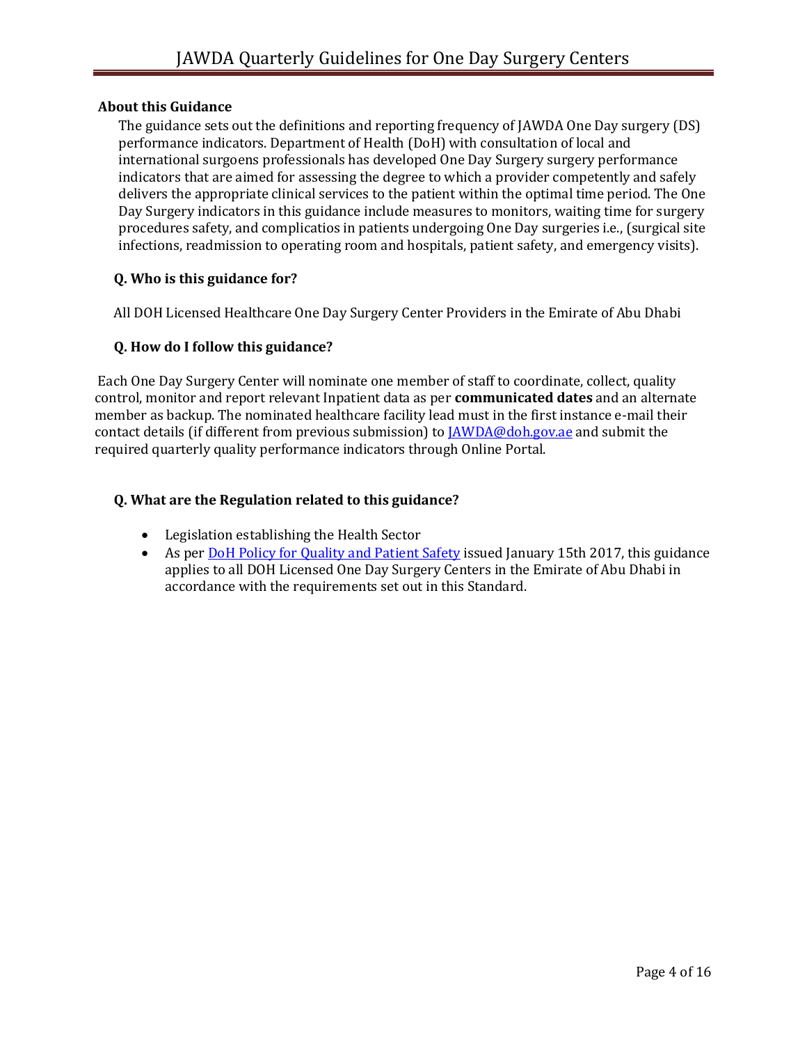**About this Guidance**

The guidance sets out the definitions and reporting frequency of JAWDA One Day surgery (DS) performance indicators. Department of Health (DoH) with consultation of local and international surgoens professionals has developed One Day Surgery surgery performance indicators that are aimed for assessing the degree to which a provider competently and safely delivers the appropriate clinical services to the patient within the optimal time period. The One Day Surgery indicators in this guidance include measures to monitors, waiting time for surgery procedures safety, and complicatios in patients undergoing One Day surgeries i.e., (surgical site infections, readmission to operating room and hospitals, patient safety, and emergency visits).

**Q. Who is this guidance for?**

All DOH Licensed Healthcare One Day Surgery Center Providers in the Emirate of Abu Dhabi

**Q. How do I follow this guidance?**

Each One Day Surgery Center will nominate one member of staff to coordinate, collect, quality control, monitor and report relevant Inpatient data as per **communicated dates** and an alternate member as backup. The nominated healthcare facility lead must in the first instance e-mail their contact details (if different from previous submission) to [JAWDA@doh.gov.ae](mailto:JAWDA@doh.gov.ae) and submit the required quarterly quality performance indicators through Online Portal.

**Q. What are the Regulation related to this guidance?**

- Legislation establishing the Health Sector
- As per DoH Policy for Quality and Patient Safety issued January 15th 2017, this guidance applies to all DOH Licensed One Day Surgery Centers in the Emirate of Abu Dhabi in accordance with the requirements set out in this Standard.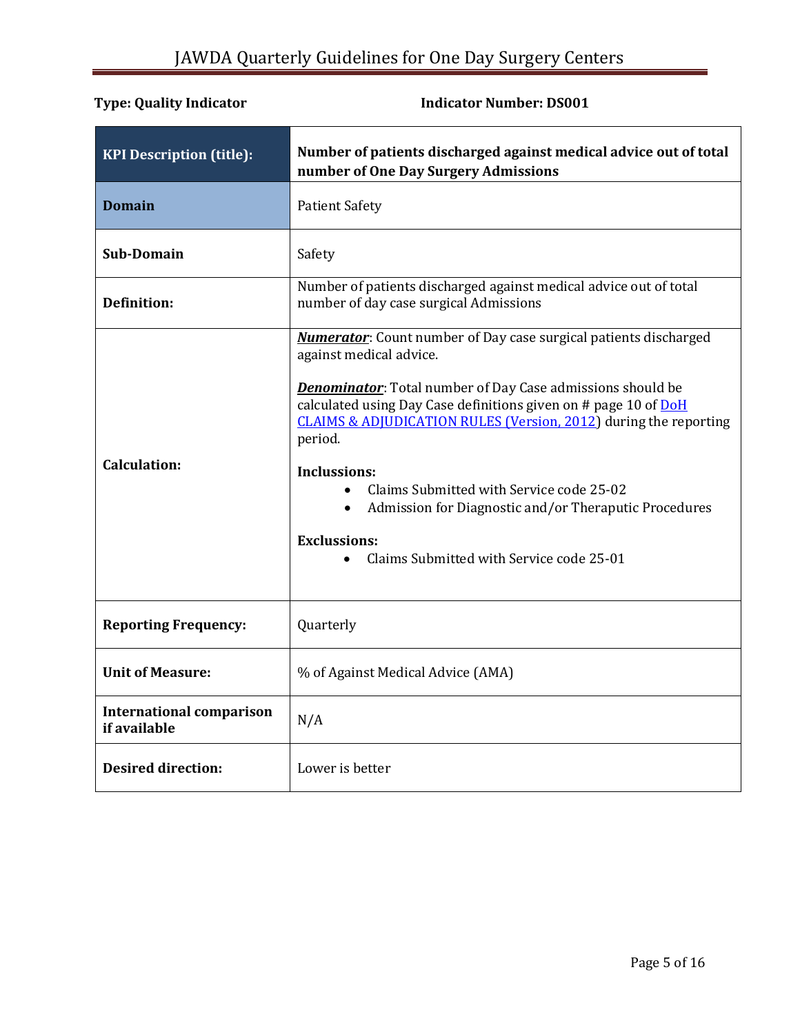**Type: Quality Indicator** **Indicator Number: DS001**

| **KPI Description (title):** | **Number of patients discharged against medical advice out of total number of One Day Surgery Admissions** |
|---|---|
| **Domain** | Patient Safety |
| **Sub-Domain** | Safety |
| **Definition:** | Number of patients discharged against medical advice out of total number of day case surgical Admissions |
| **Calculation:** | ***Numerator***: Count number of Day case surgical patients discharged against medical advice.<br><br>***Denominator***: Total number of Day Case admissions should be calculated using Day Case definitions given on # page 10 of DoH CLAIMS & ADJUDICATION RULES (Version, 2012) during the reporting period.<br><br>**Inclussions:**<br>• Claims Submitted with Service code 25-02<br>• Admission for Diagnostic and/or Theraputic Procedures<br><br>**Exclussions:**<br>• Claims Submitted with Service code 25-01 |
| **Reporting Frequency:** | Quarterly |
| **Unit of Measure:** | % of Against Medical Advice (AMA) |
| **International comparison if available** | N/A |
| **Desired direction:** | Lower is better |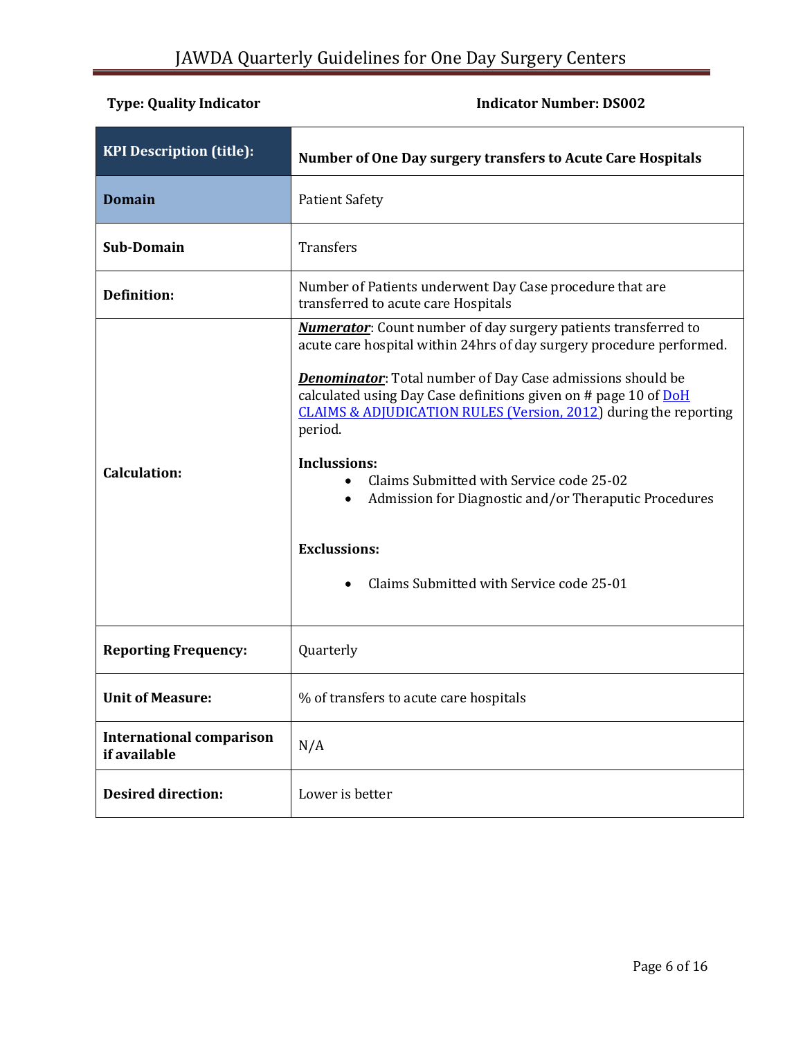**Type: Quality Indicator** **Indicator Number: DS002**

| **KPI Description (title):** | **Number of One Day surgery transfers to Acute Care Hospitals** |
|---|---|
| **Domain** | Patient Safety |
| **Sub-Domain** | Transfers |
| **Definition:** | Number of Patients underwent Day Case procedure that are transferred to acute care Hospitals |
| **Calculation:** | ***Numerator***: Count number of day surgery patients transferred to acute care hospital within 24hrs of day surgery procedure performed.<br><br>***Denominator***: Total number of Day Case admissions should be calculated using Day Case definitions given on # page 10 of DoH CLAIMS & ADJUDICATION RULES (Version, 2012) during the reporting period.<br><br>**Inclussions:**<br>• Claims Submitted with Service code 25-02<br>• Admission for Diagnostic and/or Theraputic Procedures<br><br>**Exclussions:**<br>• Claims Submitted with Service code 25-01 |
| **Reporting Frequency:** | Quarterly |
| **Unit of Measure:** | % of transfers to acute care hospitals |
| **International comparison if available** | N/A |
| **Desired direction:** | Lower is better |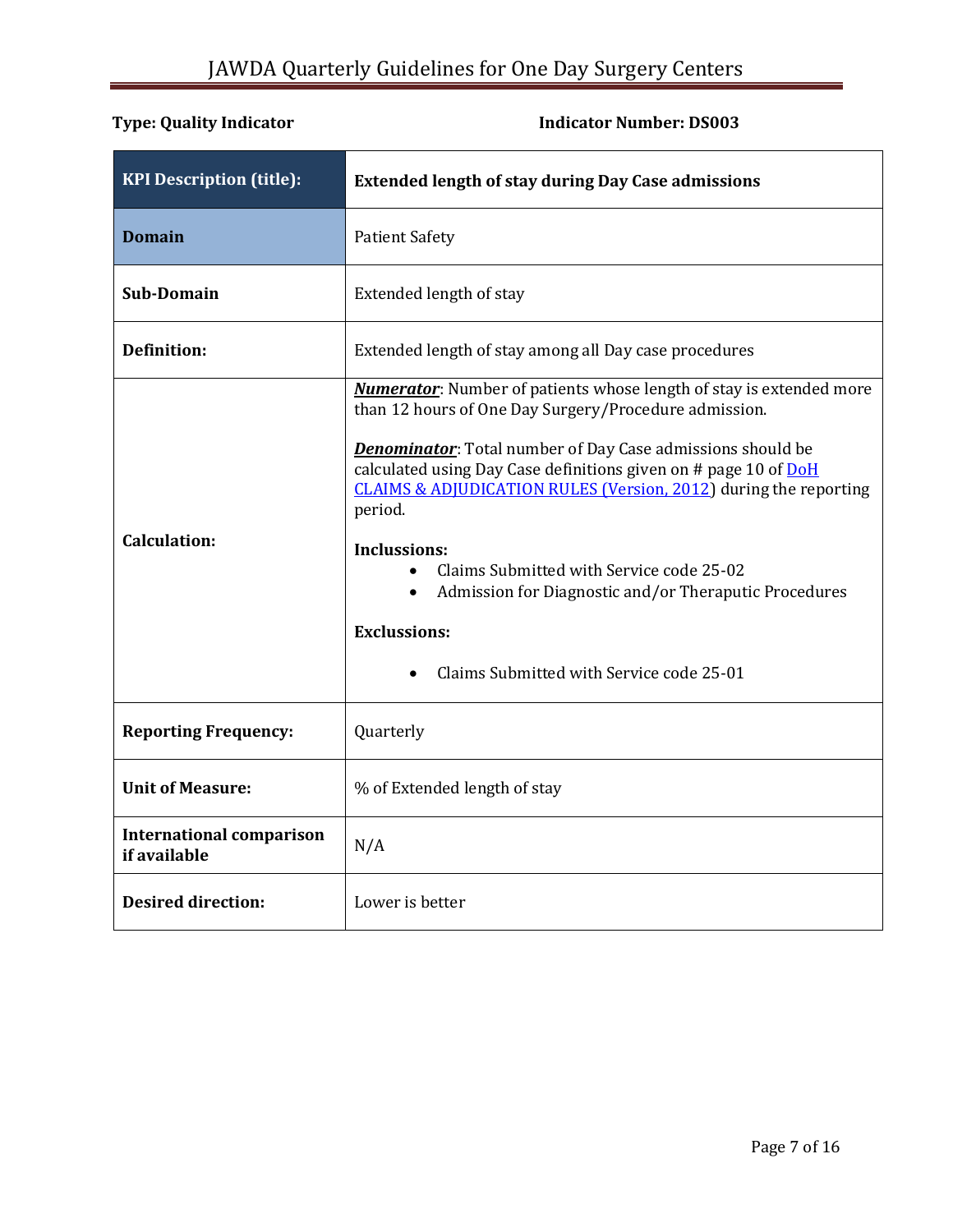**Type: Quality Indicator** **Indicator Number: DS003**

| **KPI Description (title):** | **Extended length of stay during Day Case admissions** |
|---|---|
| **Domain** | Patient Safety |
| **Sub-Domain** | Extended length of stay |
| **Definition:** | Extended length of stay among all Day case procedures |
| **Calculation:** | ***Numerator***: Number of patients whose length of stay is extended more than 12 hours of One Day Surgery/Procedure admission.<br><br>***Denominator***: Total number of Day Case admissions should be calculated using Day Case definitions given on # page 10 of DoH CLAIMS & ADJUDICATION RULES (Version, 2012) during the reporting period.<br><br>**Inclussions:**<br>• Claims Submitted with Service code 25-02<br>• Admission for Diagnostic and/or Theraputic Procedures<br><br>**Exclussions:**<br>• Claims Submitted with Service code 25-01 |
| **Reporting Frequency:** | Quarterly |
| **Unit of Measure:** | % of Extended length of stay |
| **International comparison if available** | N/A |
| **Desired direction:** | Lower is better |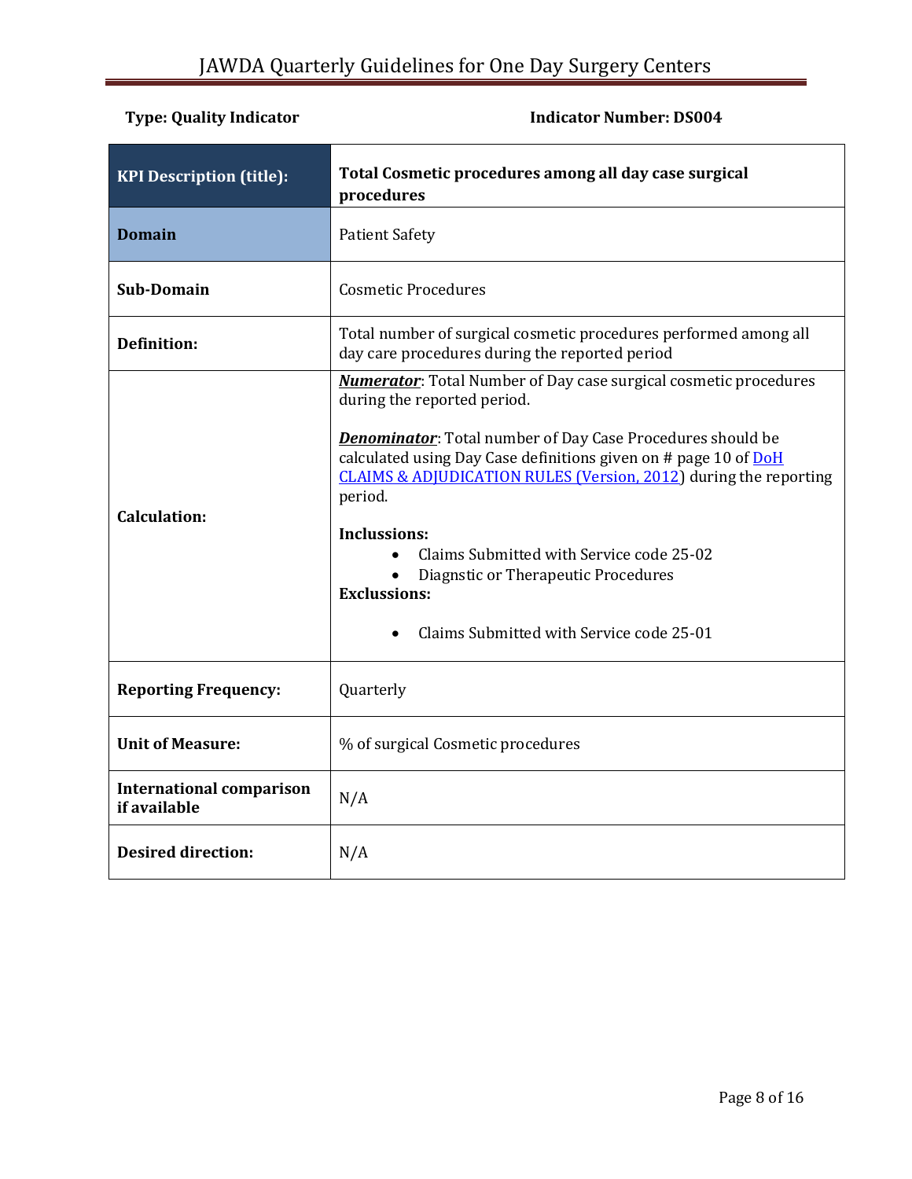**Type: Quality Indicator** **Indicator Number: DS004**

| **KPI Description (title):** | **Total Cosmetic procedures among all day case surgical procedures** |
|---|---|
| **Domain** | Patient Safety |
| **Sub-Domain** | Cosmetic Procedures |
| **Definition:** | Total number of surgical cosmetic procedures performed among all day care procedures during the reported period |
| **Calculation:** | ***Numerator***: Total Number of Day case surgical cosmetic procedures during the reported period.<br><br>***Denominator***: Total number of Day Case Procedures should be calculated using Day Case definitions given on # page 10 of [DoH CLAIMS & ADJUDICATION RULES (Version, 2012)]() during the reporting period.<br><br>**Inclussions:**<br>• Claims Submitted with Service code 25-02<br>• Diagnstic or Therapeutic Procedures<br>**Exclussions:**<br>• Claims Submitted with Service code 25-01 |
| **Reporting Frequency:** | Quarterly |
| **Unit of Measure:** | % of surgical Cosmetic procedures |
| **International comparison if available** | N/A |
| **Desired direction:** | N/A |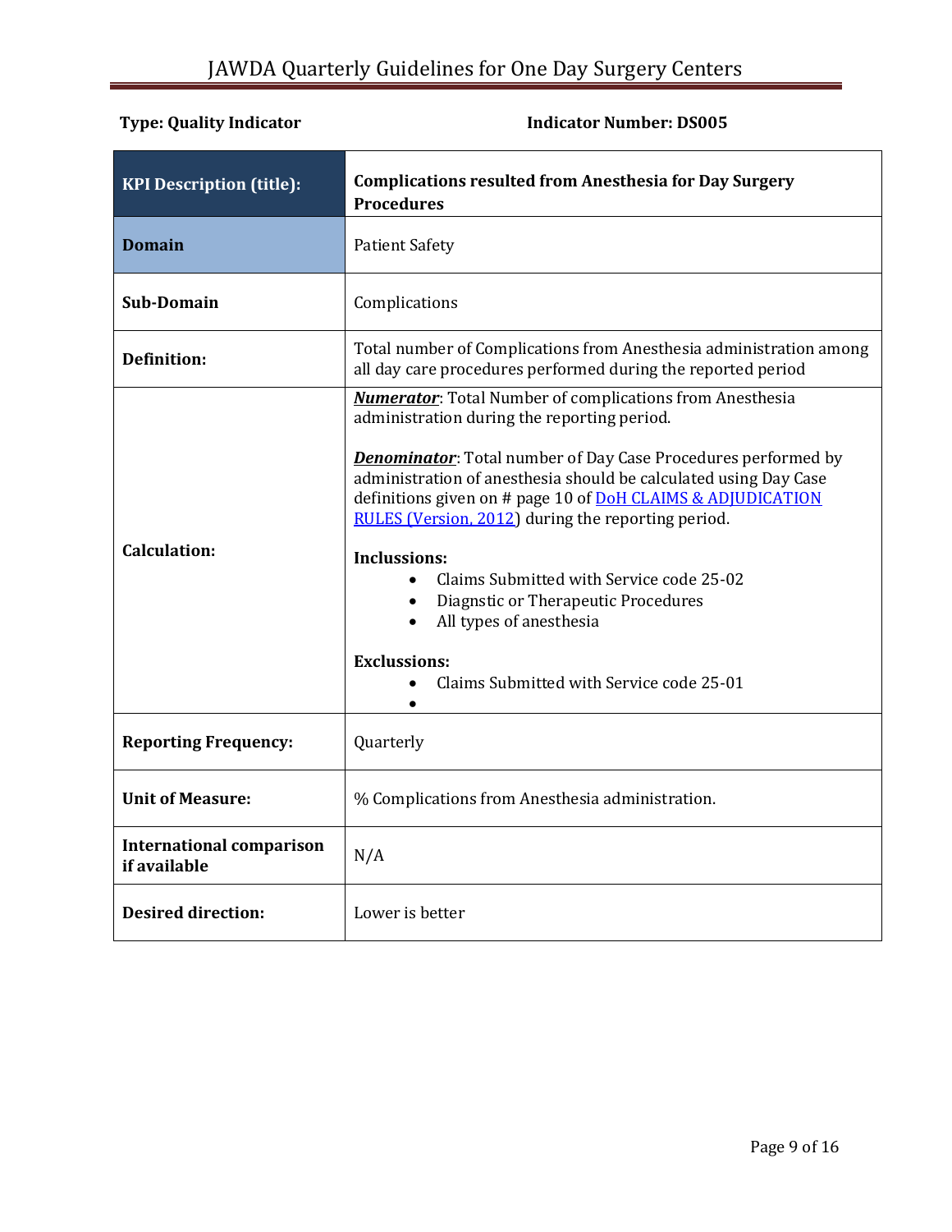**Type: Quality Indicator** **Indicator Number: DS005**

| **KPI Description (title):** | **Complications resulted from Anesthesia for Day Surgery Procedures** |
|---|---|
| **Domain** | Patient Safety |
| **Sub-Domain** | Complications |
| **Definition:** | Total number of Complications from Anesthesia administration among all day care procedures performed during the reported period |
| **Calculation:** | ***Numerator***: Total Number of complications from Anesthesia administration during the reporting period.<br><br>***Denominator***: Total number of Day Case Procedures performed by administration of anesthesia should be calculated using Day Case definitions given on # page 10 of DoH CLAIMS & ADJUDICATION RULES (Version, 2012) during the reporting period.<br><br>**Inclussions:**<br>• Claims Submitted with Service code 25-02<br>• Diagnstic or Therapeutic Procedures<br>• All types of anesthesia<br><br>**Exclussions:**<br>• Claims Submitted with Service code 25-01<br>• |
| **Reporting Frequency:** | Quarterly |
| **Unit of Measure:** | % Complications from Anesthesia administration. |
| **International comparison if available** | N/A |
| **Desired direction:** | Lower is better |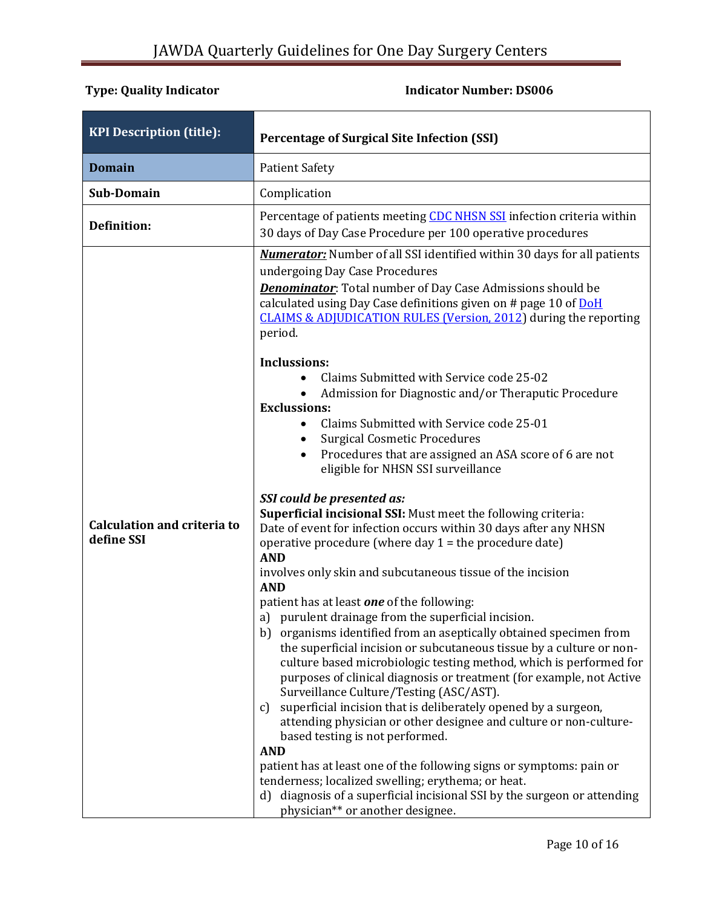**Type: Quality Indicator** **Indicator Number: DS006**

| **KPI Description (title):** | **Percentage of Surgical Site Infection (SSI)** |
|---|---|
| **Domain** | Patient Safety |
| **Sub-Domain** | Complication |
| **Definition:** | Percentage of patients meeting CDC NHSN SSI infection criteria within 30 days of Day Case Procedure per 100 operative procedures |
| **Calculation and criteria to define SSI** | ***Numerator:*** Number of all SSI identified within 30 days for all patients undergoing Day Case Procedures<br>***Denominator***: Total number of Day Case Admissions should be calculated using Day Case definitions given on # page 10 of DoH CLAIMS & ADJUDICATION RULES (Version, 2012) during the reporting period.<br><br>**Inclussions:**<br>• Claims Submitted with Service code 25-02<br>• Admission for Diagnostic and/or Theraputic Procedure<br>**Exclussions:**<br>• Claims Submitted with Service code 25-01<br>• Surgical Cosmetic Procedures<br>• Procedures that are assigned an ASA score of 6 are not eligible for NHSN SSI surveillance<br><br>***SSI could be presented as:***<br>**Superficial incisional SSI:** Must meet the following criteria:<br>Date of event for infection occurs within 30 days after any NHSN operative procedure (where day 1 = the procedure date)<br>**AND**<br>involves only skin and subcutaneous tissue of the incision<br>**AND**<br>patient has at least ***one*** of the following:<br>a) purulent drainage from the superficial incision.<br>b) organisms identified from an aseptically obtained specimen from the superficial incision or subcutaneous tissue by a culture or non-culture based microbiologic testing method, which is performed for purposes of clinical diagnosis or treatment (for example, not Active Surveillance Culture/Testing (ASC/AST).<br>c) superficial incision that is deliberately opened by a surgeon, attending physician or other designee and culture or non-culture-based testing is not performed.<br>**AND**<br>patient has at least one of the following signs or symptoms: pain or tenderness; localized swelling; erythema; or heat.<br>d) diagnosis of a superficial incisional SSI by the surgeon or attending physician** or another designee. |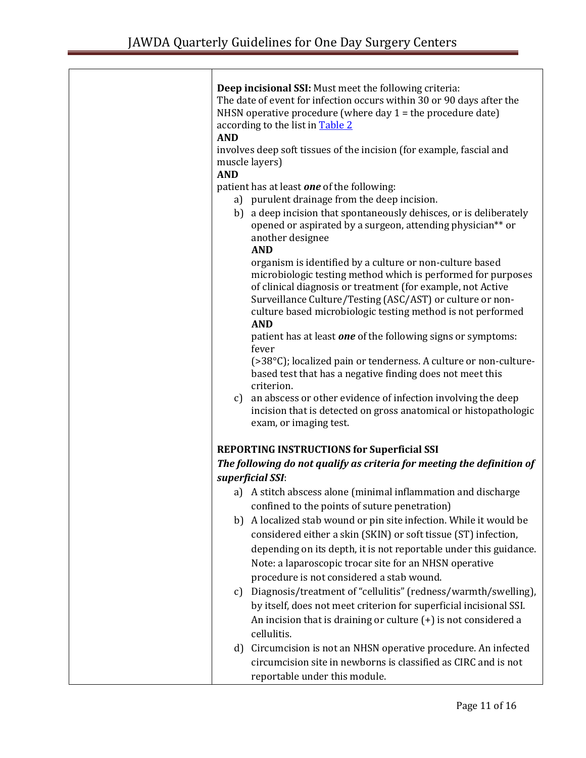| | |
|---|---|
| | **Deep incisional SSI:** Must meet the following criteria:<br>The date of event for infection occurs within 30 or 90 days after the NHSN operative procedure (where day 1 = the procedure date) according to the list in Table 2<br>**AND**<br>involves deep soft tissues of the incision (for example, fascial and muscle layers)<br>**AND**<br>patient has at least ***one*** of the following:<br>a) purulent drainage from the deep incision.<br>b) a deep incision that spontaneously dehisces, or is deliberately opened or aspirated by a surgeon, attending physician** or another designee<br>**AND**<br>organism is identified by a culture or non-culture based microbiologic testing method which is performed for purposes of clinical diagnosis or treatment (for example, not Active Surveillance Culture/Testing (ASC/AST) or culture or non-culture based microbiologic testing method is not performed<br>**AND**<br>patient has at least ***one*** of the following signs or symptoms: fever (>38°C); localized pain or tenderness. A culture or non-culture-based test that has a negative finding does not meet this criterion.<br>c) an abscess or other evidence of infection involving the deep incision that is detected on gross anatomical or histopathologic exam, or imaging test.<br><br>**REPORTING INSTRUCTIONS for Superficial SSI**<br>***The following do not qualify as criteria for meeting the definition of superficial SSI***:<br>a) A stitch abscess alone (minimal inflammation and discharge confined to the points of suture penetration)<br>b) A localized stab wound or pin site infection. While it would be considered either a skin (SKIN) or soft tissue (ST) infection, depending on its depth, it is not reportable under this guidance. Note: a laparoscopic trocar site for an NHSN operative procedure is not considered a stab wound.<br>c) Diagnosis/treatment of "cellulitis" (redness/warmth/swelling), by itself, does not meet criterion for superficial incisional SSI. An incision that is draining or culture (+) is not considered a cellulitis.<br>d) Circumcision is not an NHSN operative procedure. An infected circumcision site in newborns is classified as CIRC and is not reportable under this module. |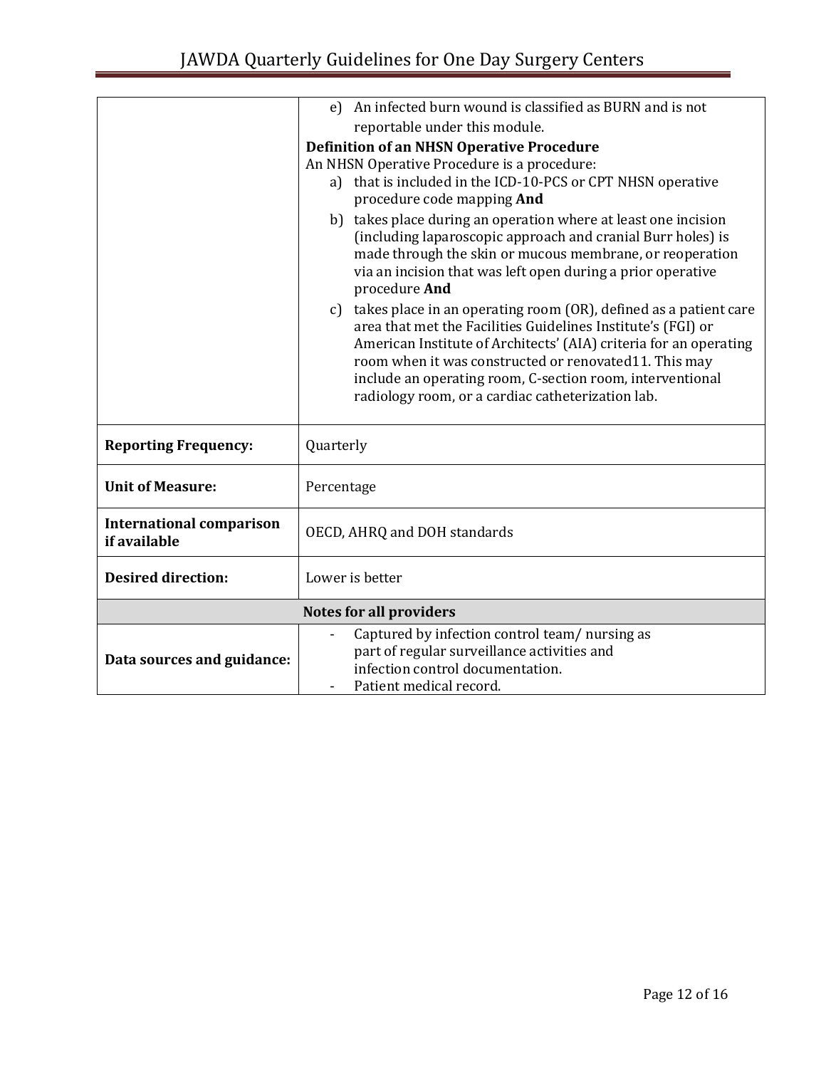| | |
|---|---|
| | e) An infected burn wound is classified as BURN and is not reportable under this module.<br>**Definition of an NHSN Operative Procedure**<br>An NHSN Operative Procedure is a procedure:<br>a) that is included in the ICD-10-PCS or CPT NHSN operative procedure code mapping **And**<br>b) takes place during an operation where at least one incision (including laparoscopic approach and cranial Burr holes) is made through the skin or mucous membrane, or reoperation via an incision that was left open during a prior operative procedure **And**<br>c) takes place in an operating room (OR), defined as a patient care area that met the Facilities Guidelines Institute's (FGI) or American Institute of Architects' (AIA) criteria for an operating room when it was constructed or renovated11. This may include an operating room, C-section room, interventional radiology room, or a cardiac catheterization lab. |
| **Reporting Frequency:** | Quarterly |
| **Unit of Measure:** | Percentage |
| **International comparison if available** | OECD, AHRQ and DOH standards |
| **Desired direction:** | Lower is better |
| **Notes for all providers** | |
| **Data sources and guidance:** | - Captured by infection control team/ nursing as part of regular surveillance activities and infection control documentation.<br>- Patient medical record. |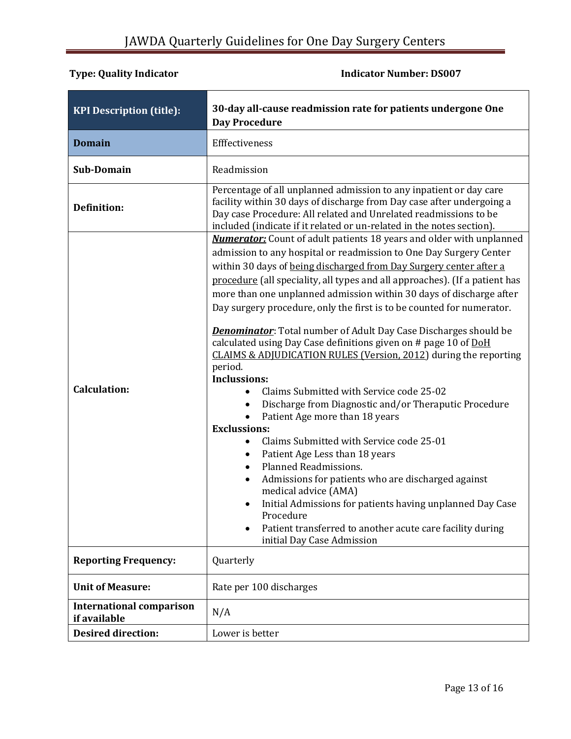**Type: Quality Indicator** **Indicator Number: DS007**

| **KPI Description (title):** | **30-day all-cause readmission rate for patients undergone One Day Procedure** |
|---|---|
| **Domain** | Efffectiveness |
| **Sub-Domain** | Readmission |
| **Definition:** | Percentage of all unplanned admission to any inpatient or day care facility within 30 days of discharge from Day case after undergoing a Day case Procedure: All related and Unrelated readmissions to be included (indicate if it related or un-related in the notes section). |
| **Calculation:** | ***Numerator:*** Count of adult patients 18 years and older with unplanned admission to any hospital or readmission to One Day Surgery Center within 30 days of being discharged from Day Surgery center after a procedure (all speciality, all types and all approaches). (If a patient has more than one unplanned admission within 30 days of discharge after Day surgery procedure, only the first is to be counted for numerator.<br><br>***Denominator***: Total number of Adult Day Case Discharges should be calculated using Day Case definitions given on # page 10 of DoH CLAIMS & ADJUDICATION RULES (Version, 2012) during the reporting period.<br>**Inclussions:**<br>• Claims Submitted with Service code 25-02<br>• Discharge from Diagnostic and/or Theraputic Procedure<br>• Patient Age more than 18 years<br>**Exclussions:**<br>• Claims Submitted with Service code 25-01<br>• Patient Age Less than 18 years<br>• Planned Readmissions.<br>• Admissions for patients who are discharged against medical advice (AMA)<br>• Initial Admissions for patients having unplanned Day Case Procedure<br>• Patient transferred to another acute care facility during initial Day Case Admission |
| **Reporting Frequency:** | Quarterly |
| **Unit of Measure:** | Rate per 100 discharges |
| **International comparison if available** | N/A |
| **Desired direction:** | Lower is better |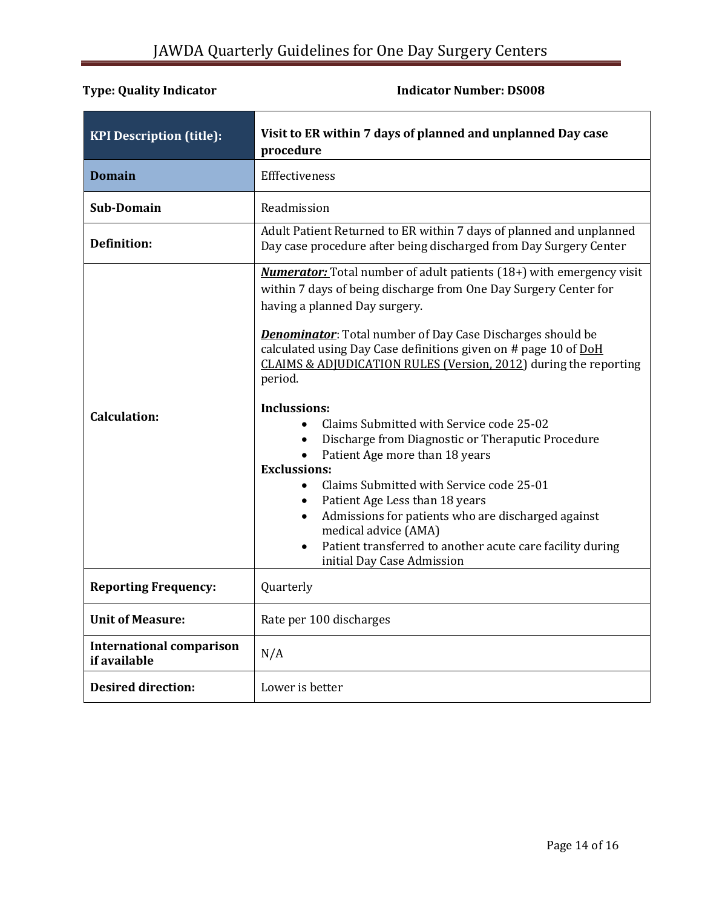**Type: Quality Indicator** **Indicator Number: DS008**

| **KPI Description (title):** | **Visit to ER within 7 days of planned and unplanned Day case procedure** |
|---|---|
| **Domain** | Efffectiveness |
| **Sub-Domain** | Readmission |
| **Definition:** | Adult Patient Returned to ER within 7 days of planned and unplanned Day case procedure after being discharged from Day Surgery Center |
| **Calculation:** | ***Numerator:*** Total number of adult patients (18+) with emergency visit within 7 days of being discharge from One Day Surgery Center for having a planned Day surgery.<br><br>***Denominator***: Total number of Day Case Discharges should be calculated using Day Case definitions given on # page 10 of DoH CLAIMS & ADJUDICATION RULES (Version, 2012) during the reporting period.<br><br>**Inclussions:**<br>• Claims Submitted with Service code 25-02<br>• Discharge from Diagnostic or Theraputic Procedure<br>• Patient Age more than 18 years<br>**Exclussions:**<br>• Claims Submitted with Service code 25-01<br>• Patient Age Less than 18 years<br>• Admissions for patients who are discharged against medical advice (AMA)<br>• Patient transferred to another acute care facility during initial Day Case Admission |
| **Reporting Frequency:** | Quarterly |
| **Unit of Measure:** | Rate per 100 discharges |
| **International comparison if available** | N/A |
| **Desired direction:** | Lower is better |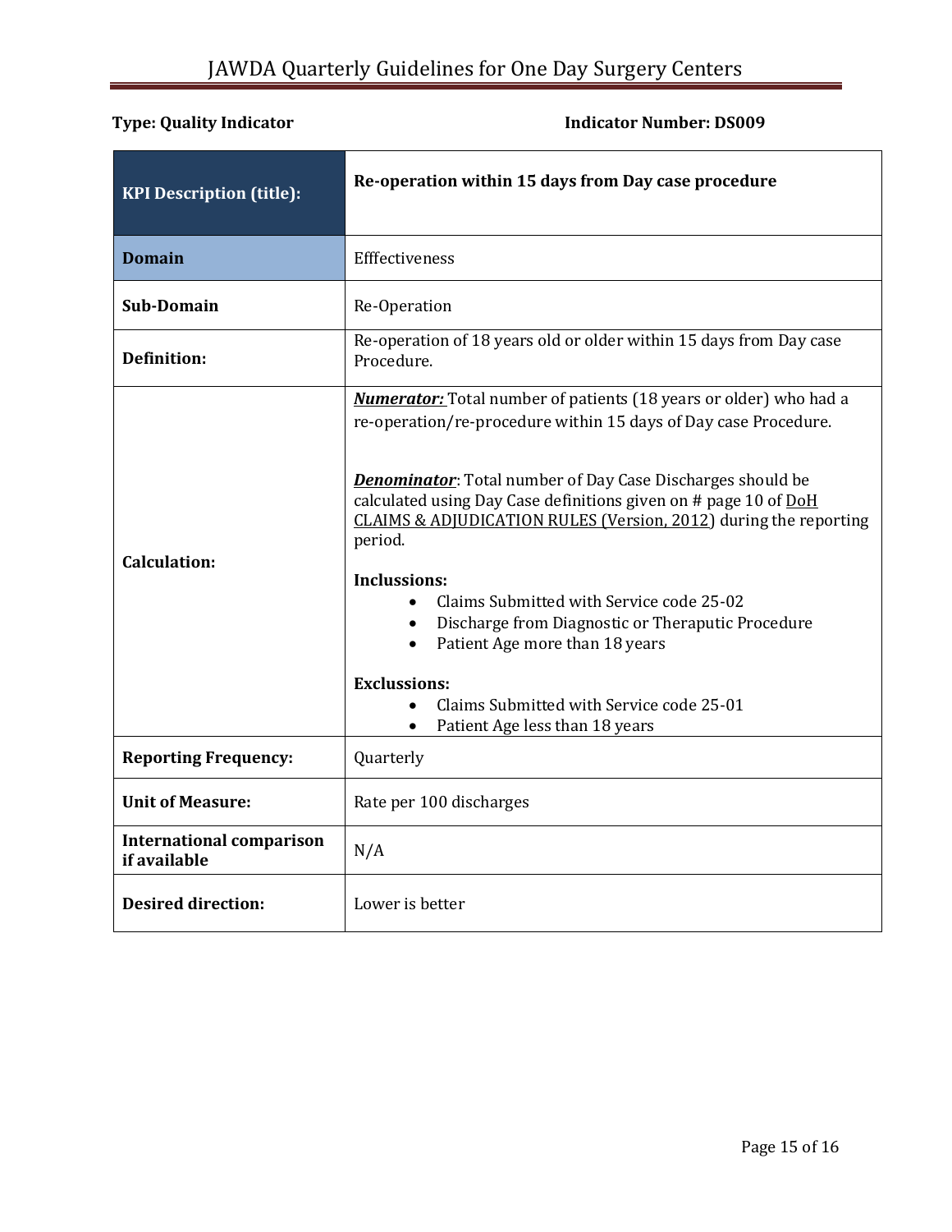**Type: Quality Indicator** **Indicator Number: DS009**

| **KPI Description (title):** | **Re-operation within 15 days from Day case procedure** |
|---|---|
| **Domain** | Efffectiveness |
| **Sub-Domain** | Re-Operation |
| **Definition:** | Re-operation of 18 years old or older within 15 days from Day case Procedure. |
| **Calculation:** | ***Numerator:*** Total number of patients (18 years or older) who had a re-operation/re-procedure within 15 days of Day case Procedure.<br><br>***Denominator***: Total number of Day Case Discharges should be calculated using Day Case definitions given on # page 10 of DoH CLAIMS & ADJUDICATION RULES (Version, 2012) during the reporting period.<br><br>**Inclussions:**<br>• Claims Submitted with Service code 25-02<br>• Discharge from Diagnostic or Theraputic Procedure<br>• Patient Age more than 18 years<br><br>**Exclussions:**<br>• Claims Submitted with Service code 25-01<br>• Patient Age less than 18 years |
| **Reporting Frequency:** | Quarterly |
| **Unit of Measure:** | Rate per 100 discharges |
| **International comparison if available** | N/A |
| **Desired direction:** | Lower is better |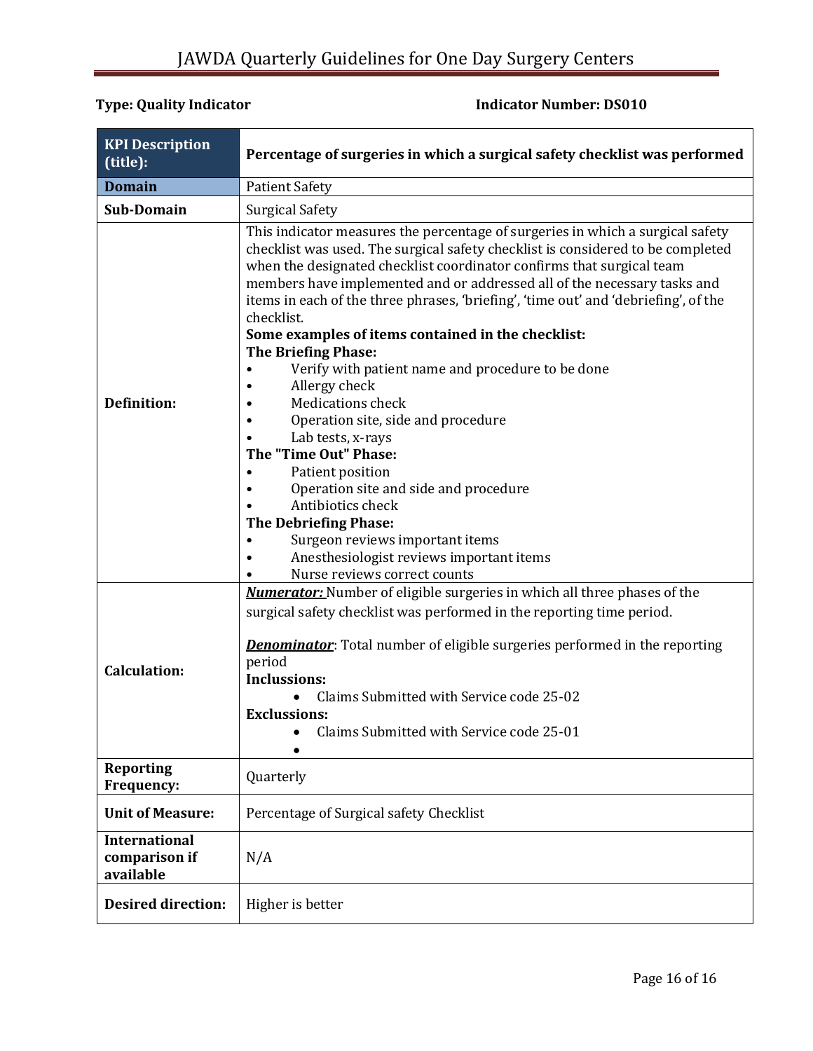**Type: Quality Indicator** **Indicator Number: DS010**

| | |
|---|---|
| **KPI Description (title):** | **Percentage of surgeries in which a surgical safety checklist was performed** |
| **Domain** | Patient Safety |
| **Sub-Domain** | Surgical Safety |
| **Definition:** | This indicator measures the percentage of surgeries in which a surgical safety checklist was used. The surgical safety checklist is considered to be completed when the designated checklist coordinator confirms that surgical team members have implemented and or addressed all of the necessary tasks and items in each of the three phrases, 'briefing', 'time out' and 'debriefing', of the checklist.<br>**Some examples of items contained in the checklist:**<br>**The Briefing Phase:**<br>• Verify with patient name and procedure to be done<br>• Allergy check<br>• Medications check<br>• Operation site, side and procedure<br>• Lab tests, x-rays<br>**The "Time Out" Phase:**<br>• Patient position<br>• Operation site and side and procedure<br>• Antibiotics check<br>**The Debriefing Phase:**<br>• Surgeon reviews important items<br>• Anesthesiologist reviews important items<br>• Nurse reviews correct counts |
| **Calculation:** | ***Numerator:*** Number of eligible surgeries in which all three phases of the surgical safety checklist was performed in the reporting time period.<br><br>***Denominator***: Total number of eligible surgeries performed in the reporting period<br>**Inclussions:**<br>• Claims Submitted with Service code 25-02<br>**Exclussions:**<br>• Claims Submitted with Service code 25-01<br>• |
| **Reporting Frequency:** | Quarterly |
| **Unit of Measure:** | Percentage of Surgical safety Checklist |
| **International comparison if available** | N/A |
| **Desired direction:** | Higher is better |